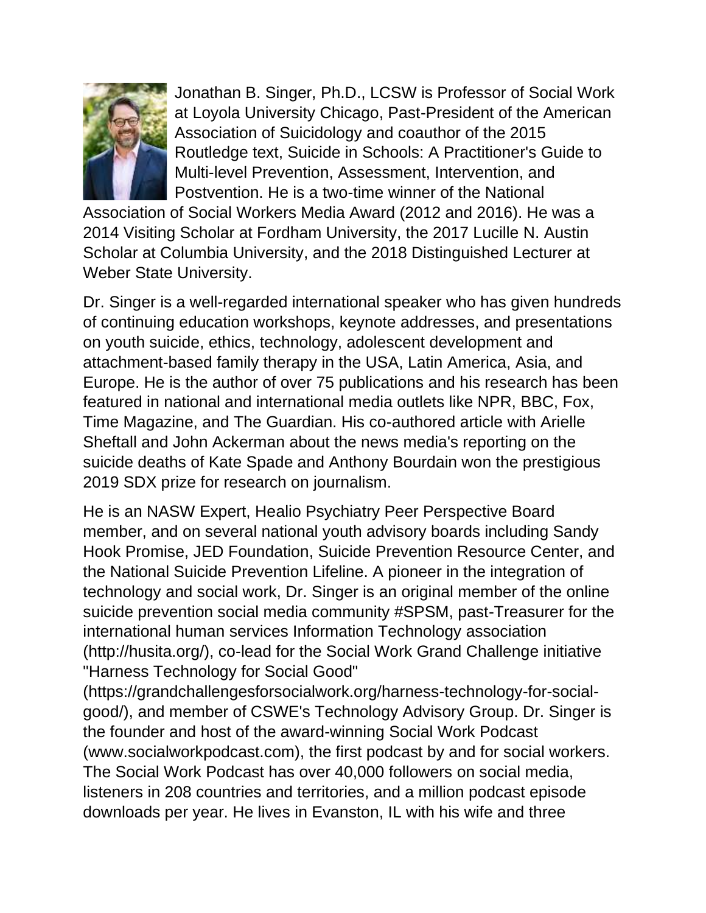Jonathan B. Singer, Ph.D., LCSW is Professor of Social Work at Loyola University Chicago, Past-President of the American Association of Suicidology and coauthor of the 2015 Routledge text, Suicide in Schools: A Practitioner's Guide to Multi-level Prevention, Assessment, Intervention, and Postvention. He is a two-time winner of the National Association of Social Workers Media Award (2012 and 2016). He was a 2014 Visiting Scholar at Fordham University, the 2017 Lucille N. Austin Scholar at Columbia University, and the 2018 Distinguished Lecturer at Weber State University.

Dr. Singer is a well-regarded international speaker who has given hundreds of continuing education workshops, keynote addresses, and presentations on youth suicide, ethics, technology, adolescent development and attachment-based family therapy in the USA, Latin America, Asia, and Europe. He is the author of over 75 publications and his research has been featured in national and international media outlets like NPR, BBC, Fox, Time Magazine, and The Guardian. His co-authored article with Arielle Sheftall and John Ackerman about the news media's reporting on the suicide deaths of Kate Spade and Anthony Bourdain won the prestigious 2019 SDX prize for research on journalism.

He is an NASW Expert, Healio Psychiatry Peer Perspective Board member, and on several national youth advisory boards including Sandy Hook Promise, JED Foundation, Suicide Prevention Resource Center, and the National Suicide Prevention Lifeline. A pioneer in the integration of technology and social work, Dr. Singer is an original member of the online suicide prevention social media community #SPSM, past-Treasurer for the international human services Information Technology association (http://husita.org/), co-lead for the Social Work Grand Challenge initiative "Harness Technology for Social Good" (https://grandchallengesforsocialwork.org/harness-technology-for-social-good/), and member of CSWE's Technology Advisory Group. Dr. Singer is the founder and host of the award-winning Social Work Podcast (www.socialworkpodcast.com), the first podcast by and for social workers. The Social Work Podcast has over 40,000 followers on social media, listeners in 208 countries and territories, and a million podcast episode downloads per year. He lives in Evanston, IL with his wife and three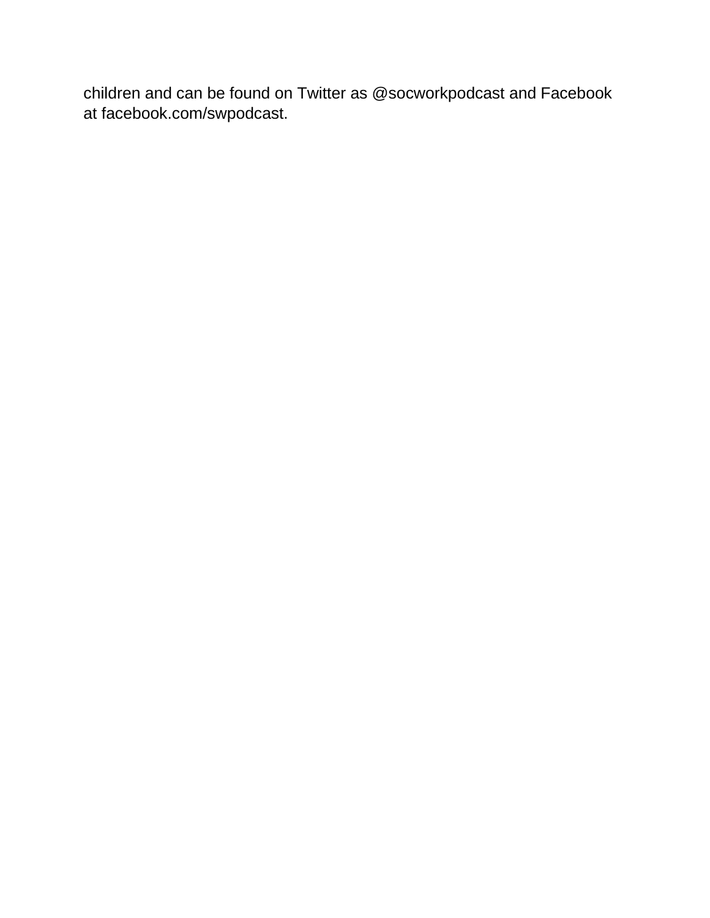children and can be found on Twitter as @socworkpodcast and Facebook at facebook.com/swpodcast.